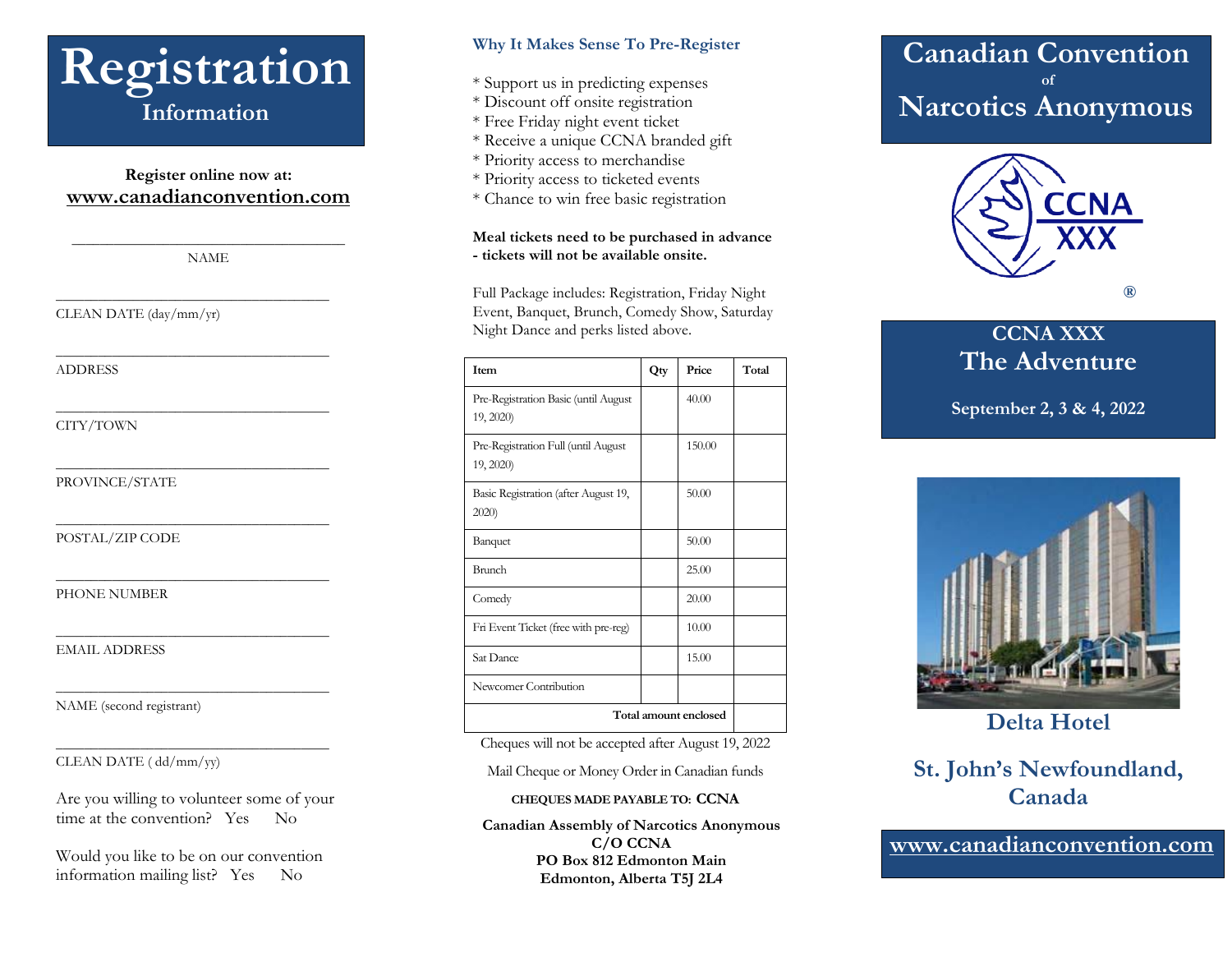# Registration

## Information

**Register online now at:**
**www.canadianconvention.com**

_______________________________
NAME

_______________________________
CLEAN DATE (day/mm/yr)

_______________________________
ADDRESS

_______________________________
CITY/TOWN

_______________________________
PROVINCE/STATE

_______________________________
POSTAL/ZIP CODE

_______________________________
PHONE NUMBER

_______________________________
EMAIL ADDRESS

_______________________________
NAME (second registrant)

_______________________________
CLEAN DATE ( dd/mm/yy)

Are you willing to volunteer some of your time at the convention? Yes No

Would you like to be on our convention information mailing list? Yes No

### Why It Makes Sense To Pre-Register

* Support us in predicting expenses
* Discount off onsite registration
* Free Friday night event ticket
* Receive a unique CCNA branded gift
* Priority access to merchandise
* Priority access to ticketed events
* Chance to win free basic registration

**Meal tickets need to be purchased in advance - tickets will not be available onsite.**

Full Package includes: Registration, Friday Night Event, Banquet, Brunch, Comedy Show, Saturday Night Dance and perks listed above.

| Item | Qty | Price | Total |
|---|---|---|---|
| Pre-Registration Basic (until August 19, 2020) | | 40.00 | |
| Pre-Registration Full (until August 19, 2020) | | 150.00 | |
| Basic Registration (after August 19, 2020) | | 50.00 | |
| Banquet | | 50.00 | |
| Brunch | | 25.00 | |
| Comedy | | 20.00 | |
| Fri Event Ticket (free with pre-reg) | | 10.00 | |
| Sat Dance | | 15.00 | |
| Newcomer Contribution | | | |
| **Total amount enclosed** | | | |

Cheques will not be accepted after August 19, 2022

Mail Cheque or Money Order in Canadian funds

**CHEQUES MADE PAYABLE TO: CCNA**

**Canadian Assembly of Narcotics Anonymous**
**C/O CCNA**
**PO Box 812 Edmonton Main**
**Edmonton, Alberta T5J 2L4**

# Canadian Convention of Narcotics Anonymous

CCNA XXX ®

## CCNA XXX
## The Adventure

**September 2, 3 & 4, 2022**

**Delta Hotel**

**St. John's Newfoundland, Canada**

**www.canadianconvention.com**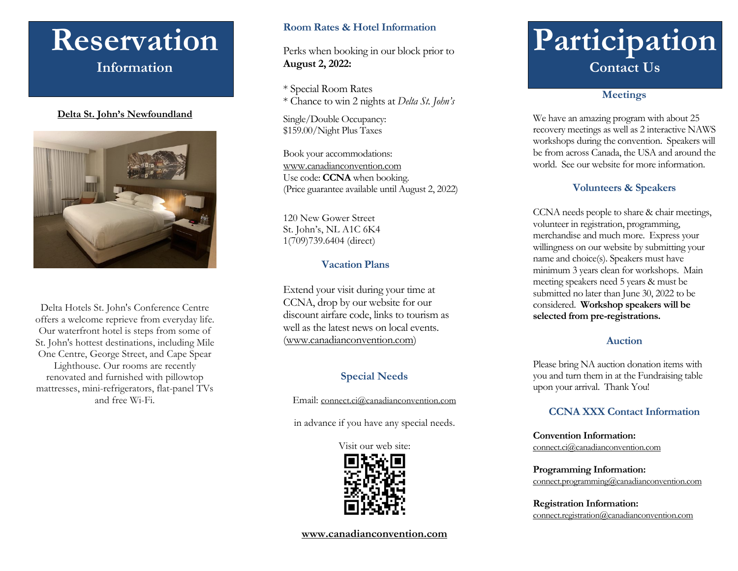# Reservation

## Information

**Delta St. John's Newfoundland**

Delta Hotels St. John's Conference Centre offers a welcome reprieve from everyday life. Our waterfront hotel is steps from some of St. John's hottest destinations, including Mile One Centre, George Street, and Cape Spear Lighthouse. Our rooms are recently renovated and furnished with pillowtop mattresses, mini-refrigerators, flat-panel TVs and free Wi-Fi.

### Room Rates & Hotel Information

Perks when booking in our block prior to **August 2, 2022:**

* Special Room Rates
* Chance to win 2 nights at *Delta St. John's*

Single/Double Occupancy:
$159.00/Night Plus Taxes

Book your accommodations:
www.canadianconvention.com
Use code: **CCNA** when booking.
(Price guarantee available until August 2, 2022)

120 New Gower Street
St. John's, NL A1C 6K4
1(709)739.6404 (direct)

### Vacation Plans

Extend your visit during your time at CCNA, drop by our website for our discount airfare code, links to tourism as well as the latest news on local events. (www.canadianconvention.com)

### Special Needs

Email: connect.ci@canadianconvention.com

in advance if you have any special needs.

Visit our web site:

**www.canadianconvention.com**

# Participation

## Contact Us

### Meetings

We have an amazing program with about 25 recovery meetings as well as 2 interactive NAWS workshops during the convention. Speakers will be from across Canada, the USA and around the world. See our website for more information.

### Volunteers & Speakers

CCNA needs people to share & chair meetings, volunteer in registration, programming, merchandise and much more. Express your willingness on our website by submitting your name and choice(s). Speakers must have minimum 3 years clean for workshops. Main meeting speakers need 5 years & must be submitted no later than June 30, 2022 to be considered. **Workshop speakers will be selected from pre-registrations.**

### Auction

Please bring NA auction donation items with you and turn them in at the Fundraising table upon your arrival. Thank You!

### CCNA XXX Contact Information

**Convention Information:**
connect.ci@canadianconvention.com

**Programming Information:**
connect.programming@canadianconvention.com

**Registration Information:**
connect.registration@canadianconvention.com